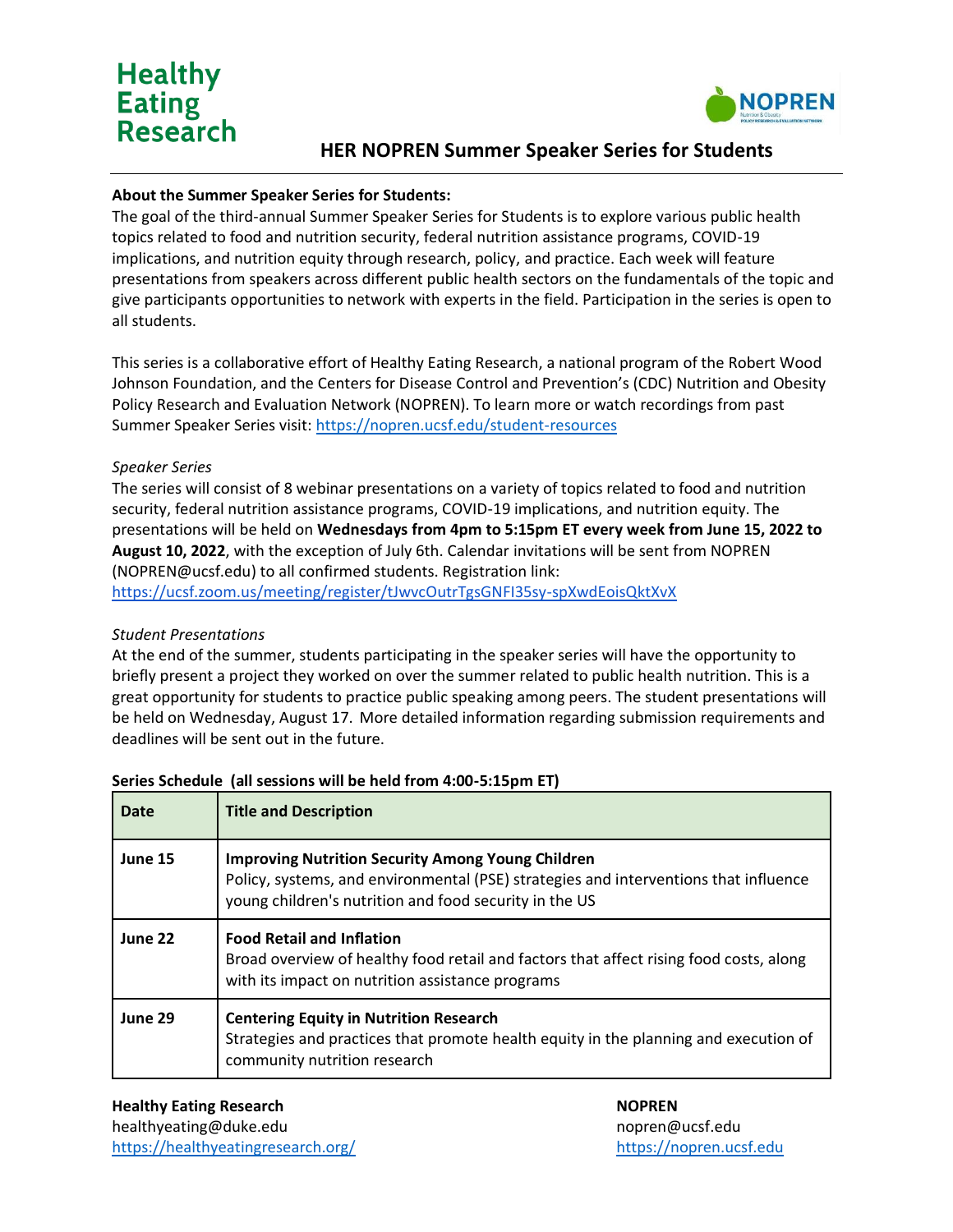Healthy Eating Research

NOPREN

# HER NOPREN Summer Speaker Series for Students

**About the Summer Speaker Series for Students:**

The goal of the third-annual Summer Speaker Series for Students is to explore various public health topics related to food and nutrition security, federal nutrition assistance programs, COVID-19 implications, and nutrition equity through research, policy, and practice. Each week will feature presentations from speakers across different public health sectors on the fundamentals of the topic and give participants opportunities to network with experts in the field. Participation in the series is open to all students.

This series is a collaborative effort of Healthy Eating Research, a national program of the Robert Wood Johnson Foundation, and the Centers for Disease Control and Prevention's (CDC) Nutrition and Obesity Policy Research and Evaluation Network (NOPREN). To learn more or watch recordings from past Summer Speaker Series visit: https://nopren.ucsf.edu/student-resources

*Speaker Series*

The series will consist of 8 webinar presentations on a variety of topics related to food and nutrition security, federal nutrition assistance programs, COVID-19 implications, and nutrition equity. The presentations will be held on **Wednesdays from 4pm to 5:15pm ET every week from June 15, 2022 to August 10, 2022**, with the exception of July 6th. Calendar invitations will be sent from NOPREN (NOPREN@ucsf.edu) to all confirmed students. Registration link: https://ucsf.zoom.us/meeting/register/tJwvcOutrTgsGNFI35sy-spXwdEoisQktXvX

*Student Presentations*

At the end of the summer, students participating in the speaker series will have the opportunity to briefly present a project they worked on over the summer related to public health nutrition. This is a great opportunity for students to practice public speaking among peers. The student presentations will be held on Wednesday, August 17. More detailed information regarding submission requirements and deadlines will be sent out in the future.

**Series Schedule (all sessions will be held from 4:00-5:15pm ET)**

| Date | Title and Description |
|---|---|
| **June 15** | **Improving Nutrition Security Among Young Children**<br>Policy, systems, and environmental (PSE) strategies and interventions that influence young children's nutrition and food security in the US |
| **June 22** | **Food Retail and Inflation**<br>Broad overview of healthy food retail and factors that affect rising food costs, along with its impact on nutrition assistance programs |
| **June 29** | **Centering Equity in Nutrition Research**<br>Strategies and practices that promote health equity in the planning and execution of community nutrition research |

**Healthy Eating Research**
healthyeating@duke.edu
https://healthyeatingresearch.org/

**NOPREN**
nopren@ucsf.edu
https://nopren.ucsf.edu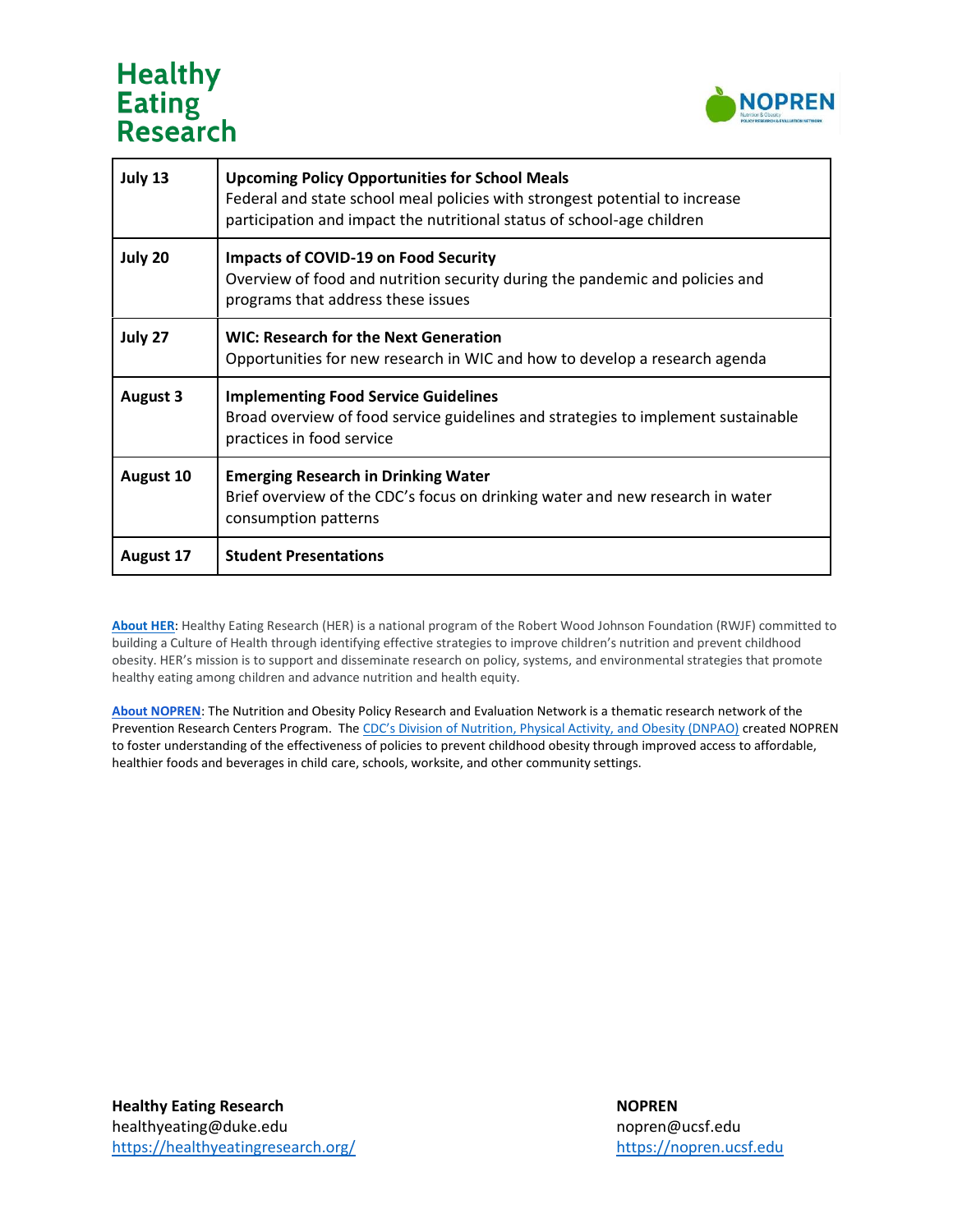| | |
|---|---|
| **July 13** | **Upcoming Policy Opportunities for School Meals** Federal and state school meal policies with strongest potential to increase participation and impact the nutritional status of school-age children |
| **July 20** | **Impacts of COVID-19 on Food Security** Overview of food and nutrition security during the pandemic and policies and programs that address these issues |
| **July 27** | **WIC: Research for the Next Generation** Opportunities for new research in WIC and how to develop a research agenda |
| **August 3** | **Implementing Food Service Guidelines** Broad overview of food service guidelines and strategies to implement sustainable practices in food service |
| **August 10** | **Emerging Research in Drinking Water** Brief overview of the CDC's focus on drinking water and new research in water consumption patterns |
| **August 17** | **Student Presentations** |

**About HER**: Healthy Eating Research (HER) is a national program of the Robert Wood Johnson Foundation (RWJF) committed to building a Culture of Health through identifying effective strategies to improve children's nutrition and prevent childhood obesity. HER's mission is to support and disseminate research on policy, systems, and environmental strategies that promote healthy eating among children and advance nutrition and health equity.

**About NOPREN**: The Nutrition and Obesity Policy Research and Evaluation Network is a thematic research network of the Prevention Research Centers Program. The CDC's Division of Nutrition, Physical Activity, and Obesity (DNPAO) created NOPREN to foster understanding of the effectiveness of policies to prevent childhood obesity through improved access to affordable, healthier foods and beverages in child care, schools, worksite, and other community settings.

**Healthy Eating Research**
healthyeating@duke.edu
https://healthyeatingresearch.org/

**NOPREN**
nopren@ucsf.edu
https://nopren.ucsf.edu